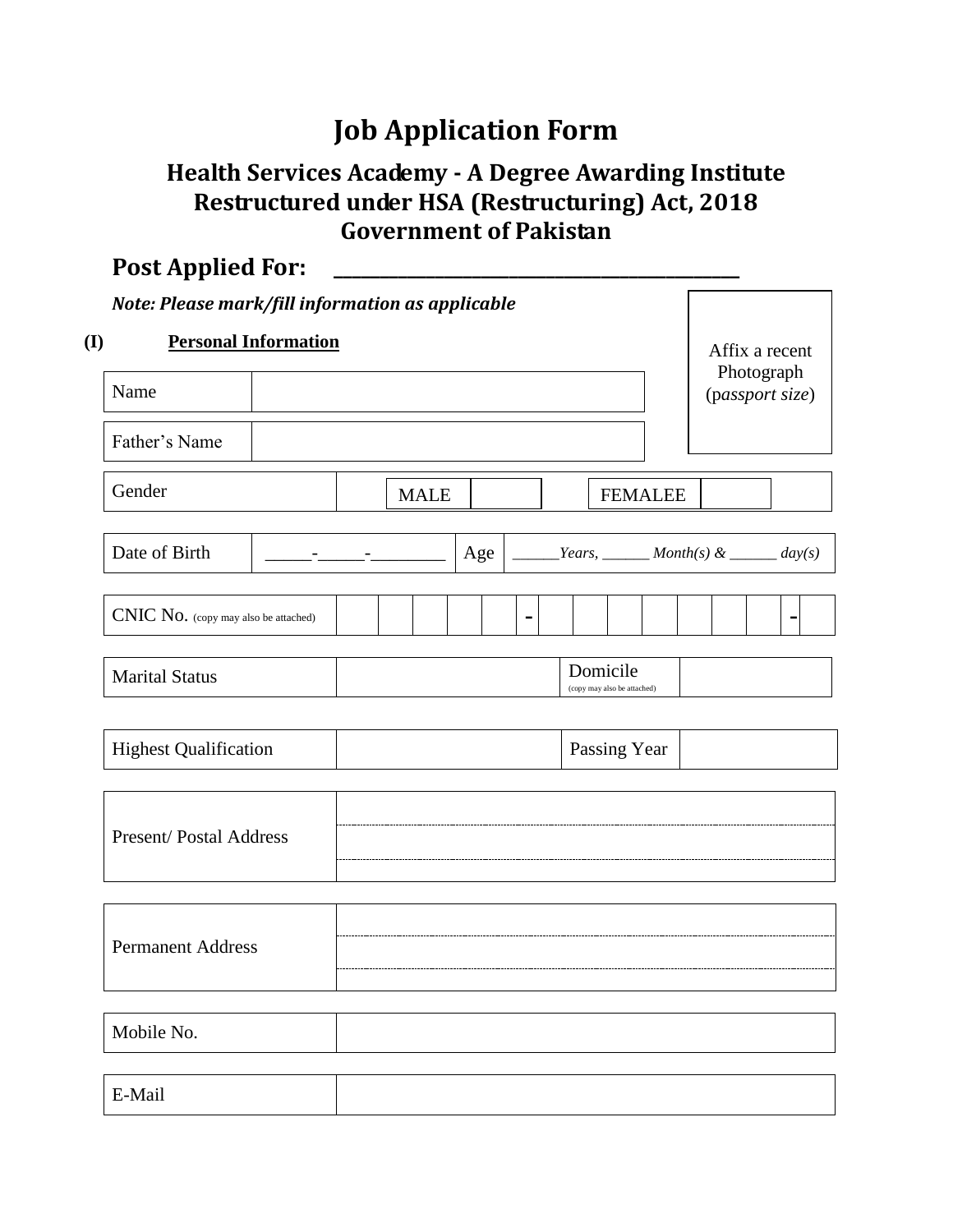# Job Application Form

## Health Services Academy - A Degree Awarding Institute
## Restructured under HSA (Restructuring) Act, 2018
## Government of Pakistan

## Post Applied For: ________________________________________

***Note: Please mark/fill information as applicable***

Affix a recent Photograph (*passport size*)

**(I) Personal Information**

| Name | |
|---|---|
| Father's Name | |

| Gender | MALE | | FEMALEE | |
|---|---|---|---|---|

| Date of Birth | _____-_____-________ | Age | ______*Years,* ______ *Month(s) &* ______ *day(s)* |
|---|---|---|---|

| CNIC No. (copy may also be attached) | | | | | | - | | | | | | | | - | |
|---|---|---|---|---|---|---|---|---|---|---|---|---|---|---|---|

| Marital Status | | Domicile (copy may also be attached) | |
|---|---|---|---|

| Highest Qualification | | Passing Year | |
|---|---|---|---|

| Present/ Postal Address | |
|---|---|
| | |
| | |

| Permanent Address | |
|---|---|
| | |
| | |

| Mobile No. | |
|---|---|

| E-Mail | |
|---|---|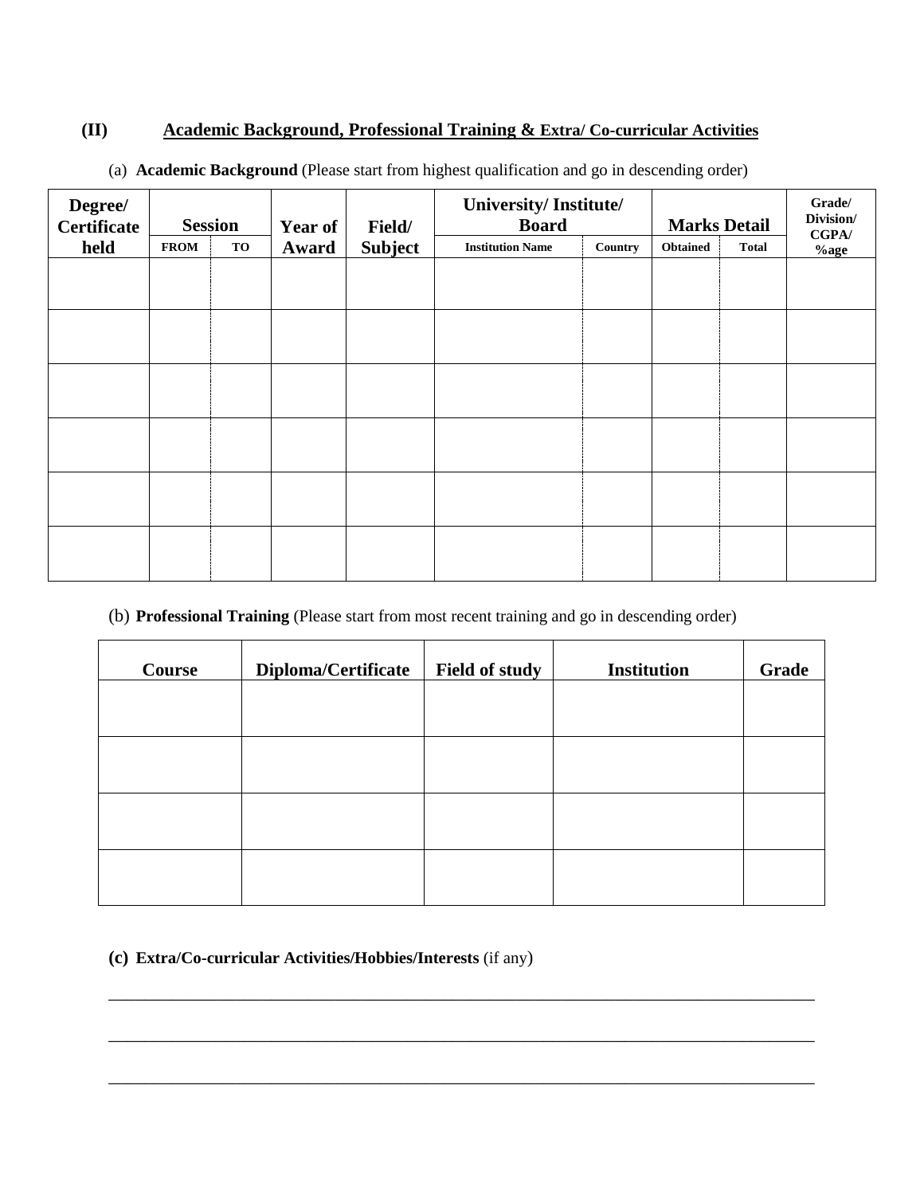## (II) Academic Background, Professional Training & Extra/ Co-curricular Activities

(a) **Academic Background** (Please start from highest qualification and go in descending order)

| Degree/ Certificate held | Session | | Year of Award | Field/ Subject | University/ Institute/ Board | | Marks Detail | | Grade/ Division/ CGPA/ %age |
|---|---|---|---|---|---|---|---|---|---|
| | FROM | TO | | | Institution Name | Country | Obtained | Total | |
| | | | | | | | | | |
| | | | | | | | | | |
| | | | | | | | | | |
| | | | | | | | | | |
| | | | | | | | | | |
| | | | | | | | | | |

(b) **Professional Training** (Please start from most recent training and go in descending order)

| Course | Diploma/Certificate | Field of study | Institution | Grade |
|---|---|---|---|---|
| | | | | |
| | | | | |
| | | | | |
| | | | | |

**(c) Extra/Co-curricular Activities/Hobbies/Interests** (if any)

________________________________________________________________________________

________________________________________________________________________________

________________________________________________________________________________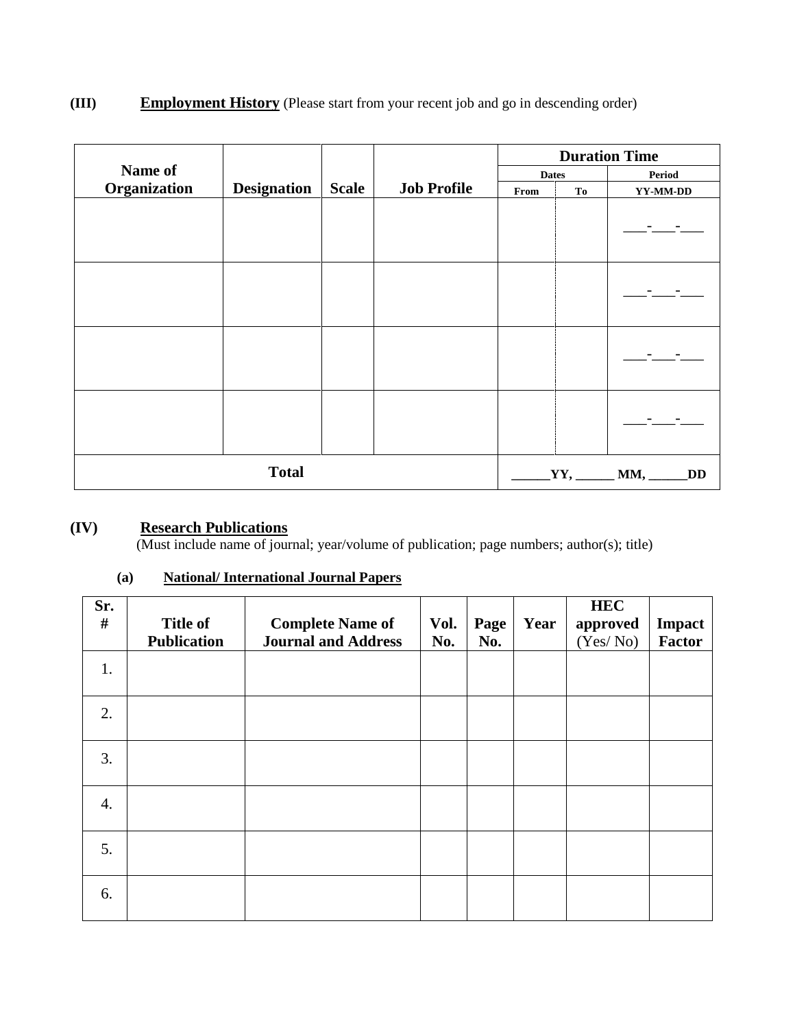**(III)** **Employment History** (Please start from your recent job and go in descending order)

| Name of Organization | Designation | Scale | Job Profile | Duration Time | | |
|---|---|---|---|---|---|---|
| | | | | Dates | | Period |
| | | | | From | To | YY-MM-DD |
| | | | | | | ___-___-___ |
| | | | | | | ___-___-___ |
| | | | | | | ___-___-___ |
| | | | | | | ___-___-___ |
| **Total** | | | | ______YY, ______ MM, ______DD | | |

**(IV)** **Research Publications**

(Must include name of journal; year/volume of publication; page numbers; author(s); title)

**(a)** **National/ International Journal Papers**

| Sr. # | Title of Publication | Complete Name of Journal and Address | Vol. No. | Page No. | Year | HEC approved (Yes/ No) | Impact Factor |
|---|---|---|---|---|---|---|---|
| 1. | | | | | | | |
| 2. | | | | | | | |
| 3. | | | | | | | |
| 4. | | | | | | | |
| 5. | | | | | | | |
| 6. | | | | | | | |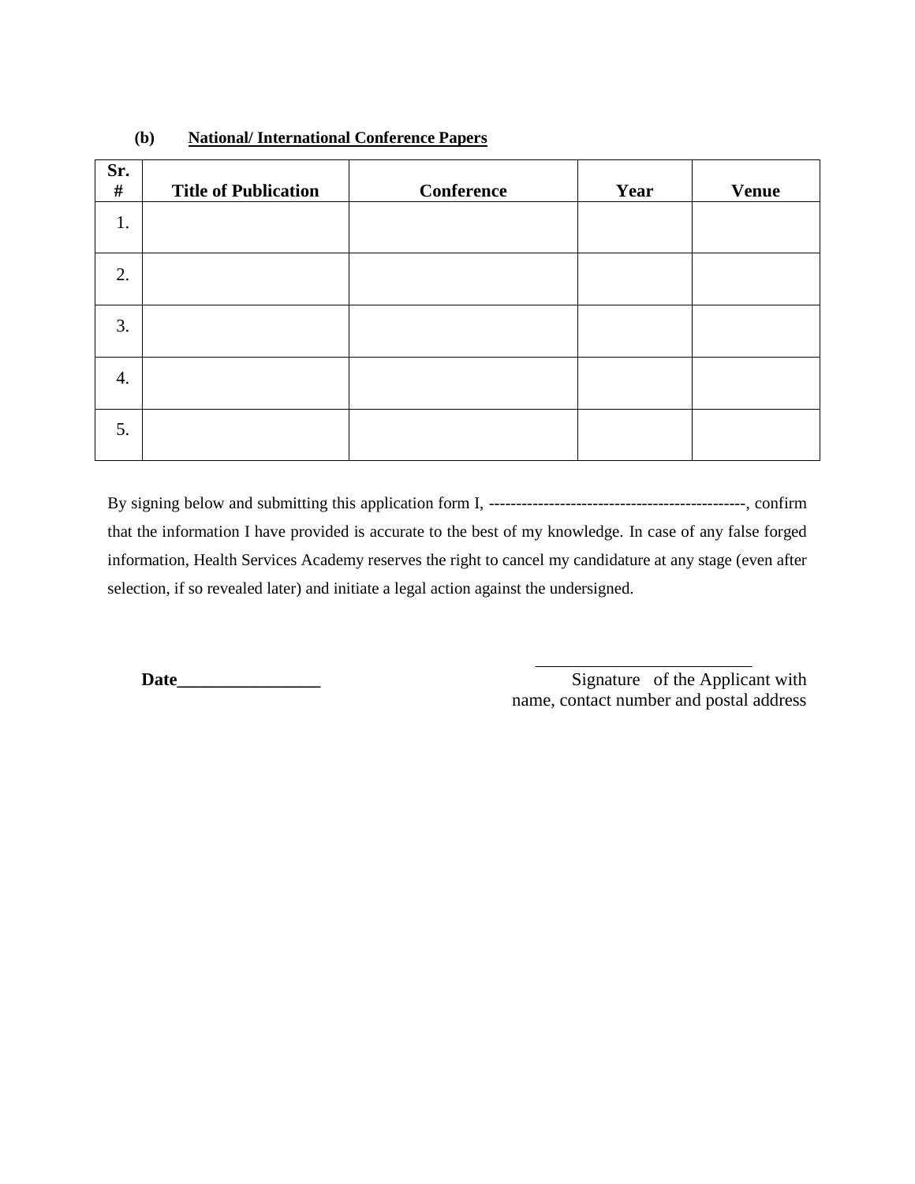**(b) <u>National/ International Conference Papers</u>**

| Sr. # | Title of Publication | Conference | Year | Venue |
|---|---|---|---|---|
| 1. | | | | |
| 2. | | | | |
| 3. | | | | |
| 4. | | | | |
| 5. | | | | |

By signing below and submitting this application form I, -----------------------------------------------, confirm that the information I have provided is accurate to the best of my knowledge. In case of any false forged information, Health Services Academy reserves the right to cancel my candidature at any stage (even after selection, if so revealed later) and initiate a legal action against the undersigned.

**Date________________**

_________________________

Signature of the Applicant with name, contact number and postal address